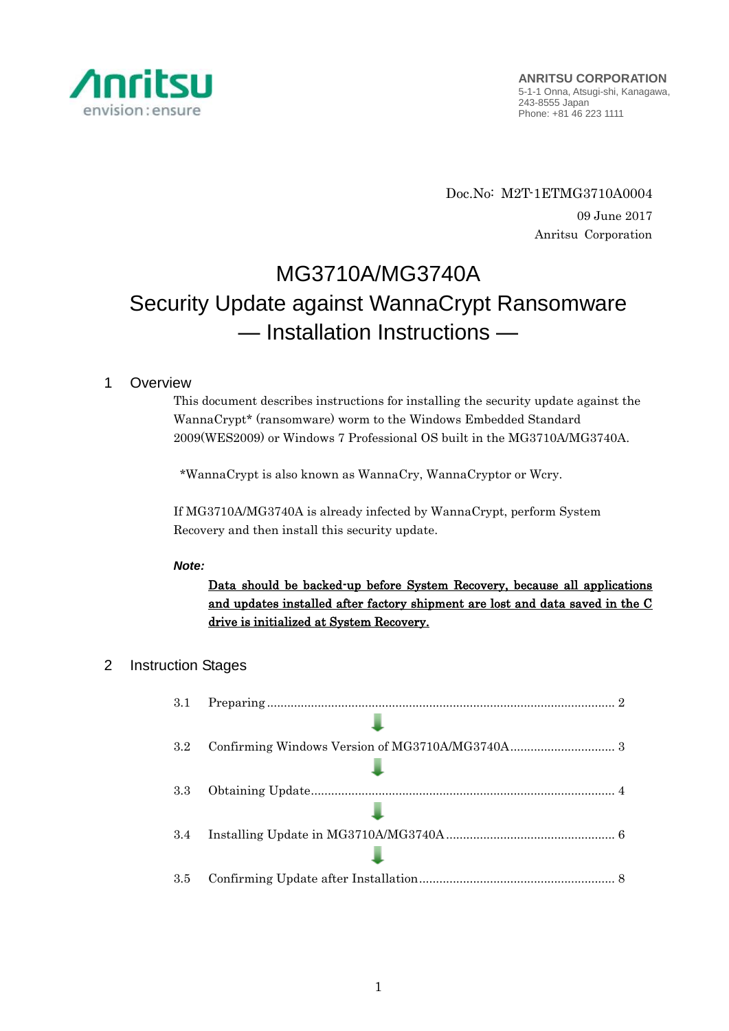**ANRITSU CORPORATION**
5-1-1 Onna, Atsugi-shi, Kanagawa,
243-8555 Japan
Phone: +81 46 223 1111

Doc.No: M2T-1ETMG3710A0004
09 June 2017
Anritsu Corporation

# MG3710A/MG3740A
# Security Update against WannaCrypt Ransomware
# — Installation Instructions —

## 1 Overview

This document describes instructions for installing the security update against the WannaCrypt* (ransomware) worm to the Windows Embedded Standard 2009(WES2009) or Windows 7 Professional OS built in the MG3710A/MG3740A.

*WannaCrypt is also known as WannaCry, WannaCryptor or Wcry.

If MG3710A/MG3740A is already infected by WannaCrypt, perform System Recovery and then install this security update.

***Note:***

<u>Data should be backed-up before System Recovery, because all applications and updates installed after factory shipment are lost and data saved in the C drive is initialized at System Recovery.</u>

## 2 Instruction Stages

3.1 Preparing .................................................... 2

↓

3.2 Confirming Windows Version of MG3710A/MG3740A .................................................... 3

↓

3.3 Obtaining Update .................................................... 4

↓

3.4 Installing Update in MG3710A/MG3740A .................................................... 6

↓

3.5 Confirming Update after Installation .................................................... 8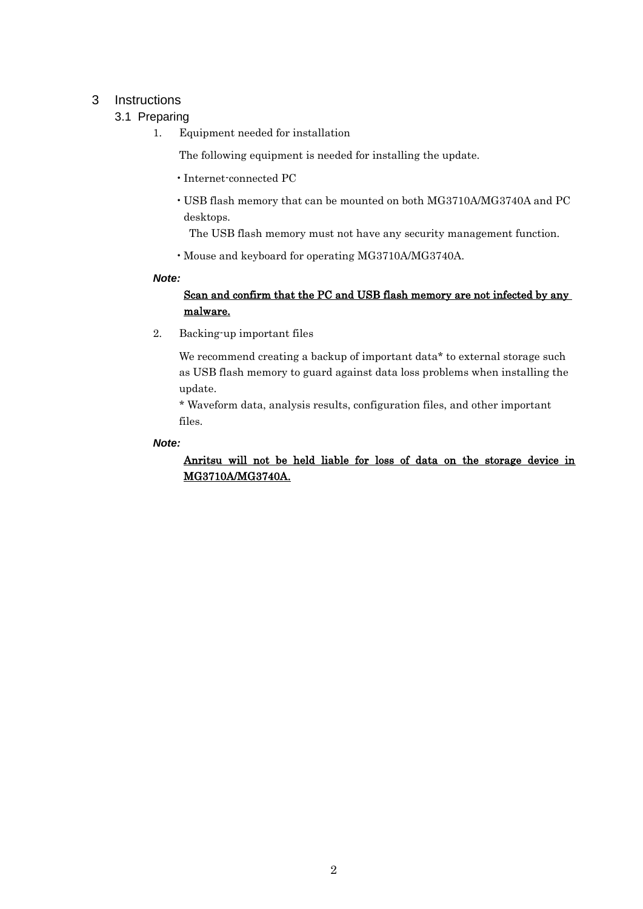# 3 Instructions

## 3.1 Preparing

1. Equipment needed for installation

   The following equipment is needed for installing the update.

   - Internet-connected PC
   - USB flash memory that can be mounted on both MG3710A/MG3740A and PC desktops.
     The USB flash memory must not have any security management function.
   - Mouse and keyboard for operating MG3710A/MG3740A.

***Note:***

<u>**Scan and confirm that the PC and USB flash memory are not infected by any malware.**</u>

2. Backing-up important files

   We recommend creating a backup of important data* to external storage such as USB flash memory to guard against data loss problems when installing the update.
   * Waveform data, analysis results, configuration files, and other important files.

***Note:***

<u>**Anritsu will not be held liable for loss of data on the storage device in MG3710A/MG3740A.**</u>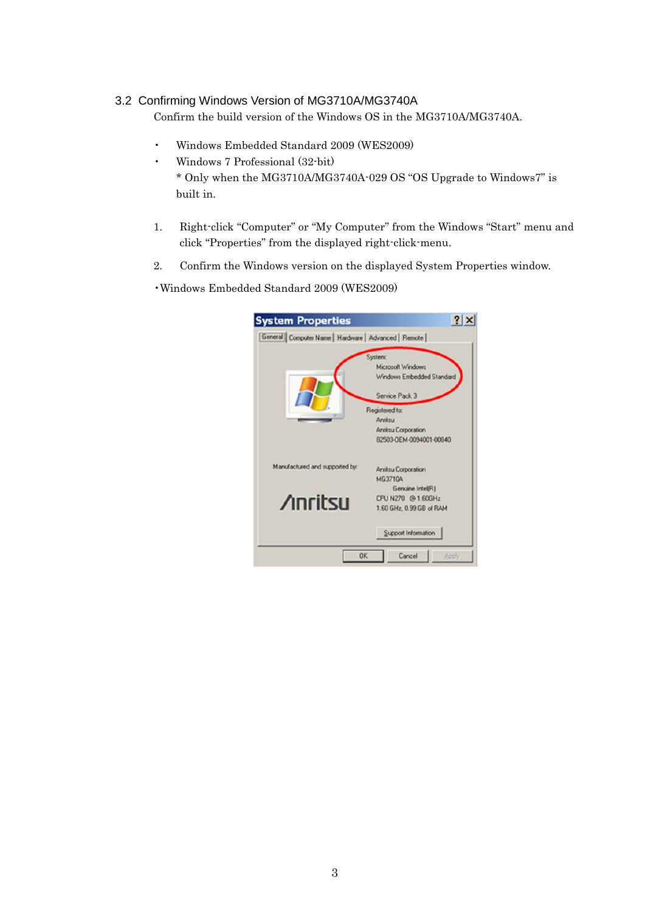### 3.2 Confirming Windows Version of MG3710A/MG3740A

Confirm the build version of the Windows OS in the MG3710A/MG3740A.

- Windows Embedded Standard 2009 (WES2009)
- Windows 7 Professional (32-bit)
  * Only when the MG3710A/MG3740A-029 OS "OS Upgrade to Windows7" is built in.

1. Right-click "Computer" or "My Computer" from the Windows "Start" menu and click "Properties" from the displayed right-click-menu.
2. Confirm the Windows version on the displayed System Properties window.

・Windows Embedded Standard 2009 (WES2009)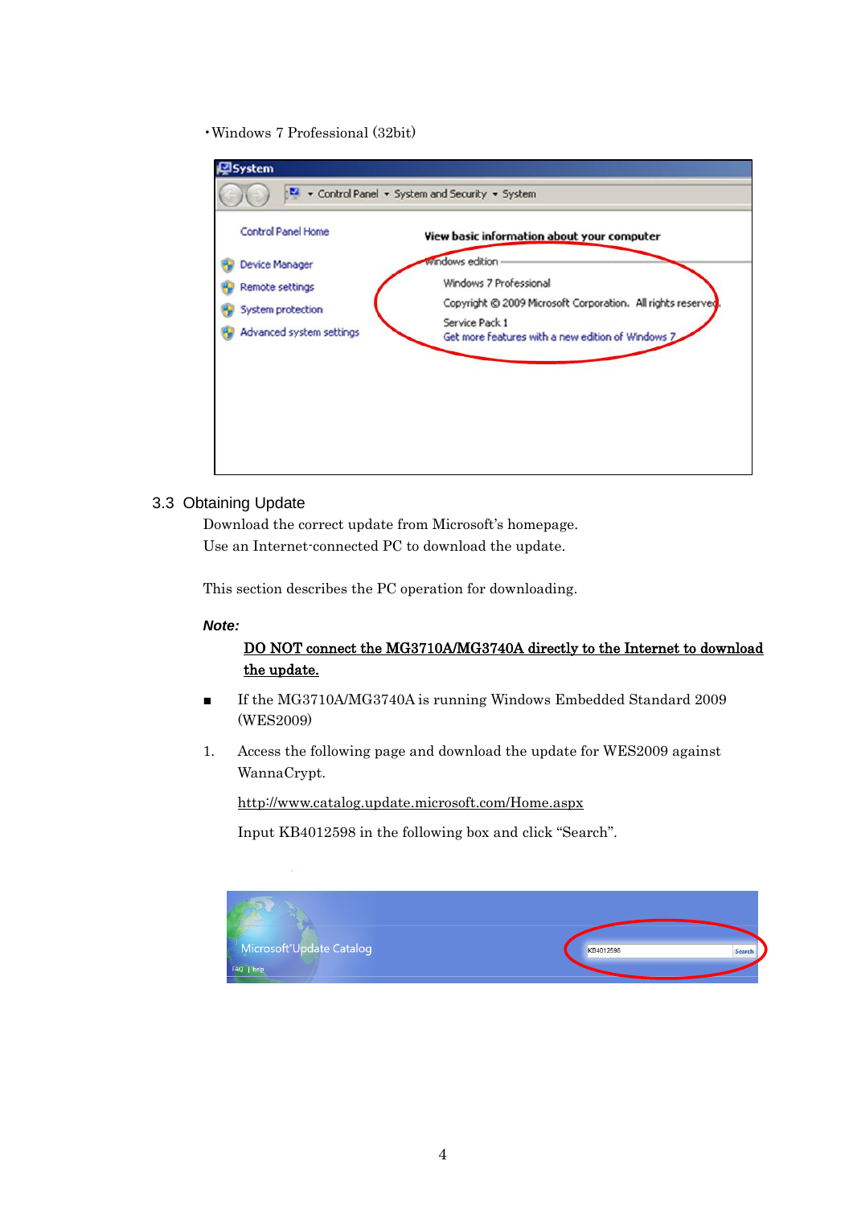・Windows 7 Professional (32bit)

## 3.3 Obtaining Update

Download the correct update from Microsoft's homepage.
Use an Internet-connected PC to download the update.

This section describes the PC operation for downloading.

***Note:***

<u>**DO NOT connect the MG3710A/MG3740A directly to the Internet to download the update.**</u>

■ If the MG3710A/MG3740A is running Windows Embedded Standard 2009 (WES2009)

1. Access the following page and download the update for WES2009 against WannaCrypt.

   http://www.catalog.update.microsoft.com/Home.aspx

   Input KB4012598 in the following box and click "Search".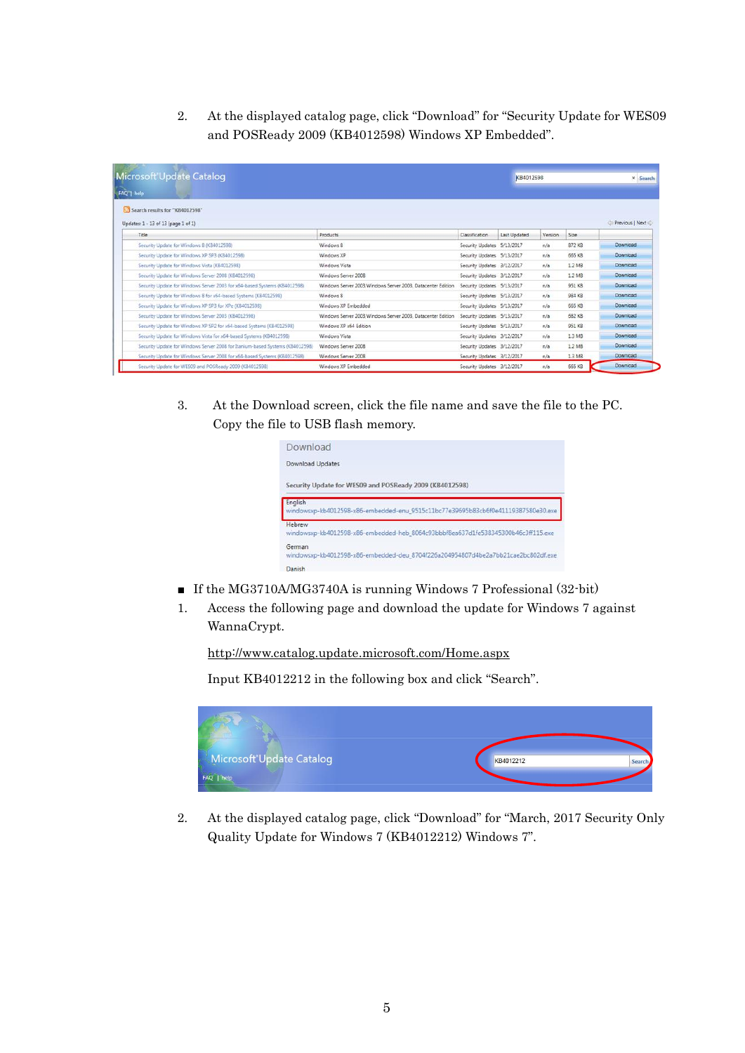2. At the displayed catalog page, click "Download" for "Security Update for WES09 and POSReady 2009 (KB4012598) Windows XP Embedded".

3. At the Download screen, click the file name and save the file to the PC. Copy the file to USB flash memory.

■ If the MG3710A/MG3740A is running Windows 7 Professional (32-bit)

1. Access the following page and download the update for Windows 7 against WannaCrypt.

   http://www.catalog.update.microsoft.com/Home.aspx

   Input KB4012212 in the following box and click "Search".

2. At the displayed catalog page, click "Download" for "March, 2017 Security Only Quality Update for Windows 7 (KB4012212) Windows 7".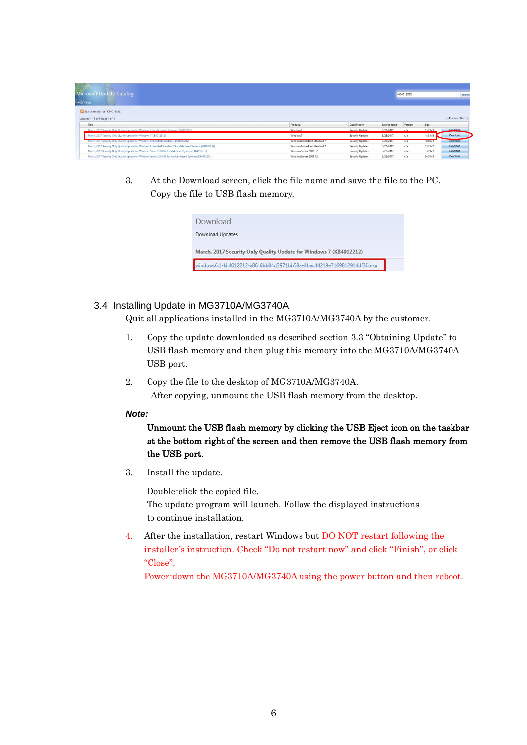3. At the Download screen, click the file name and save the file to the PC. Copy the file to USB flash memory.

## 3.4 Installing Update in MG3710A/MG3740A

Quit all applications installed in the MG3710A/MG3740A by the customer.

1. Copy the update downloaded as described section 3.3 "Obtaining Update" to USB flash memory and then plug this memory into the MG3710A/MG3740A USB port.

2. Copy the file to the desktop of MG3710A/MG3740A.
   After copying, unmount the USB flash memory from the desktop.

***Note:***

**Unmount the USB flash memory by clicking the USB Eject icon on the taskbar at the bottom right of the screen and then remove the USB flash memory from the USB port.**

3. Install the update.

   Double-click the copied file.
   The update program will launch. Follow the displayed instructions to continue installation.

4. After the installation, restart Windows but DO NOT restart following the installer's instruction. Check "Do not restart now" and click "Finish", or click "Close".
   Power-down the MG3710A/MG3740A using the power button and then reboot.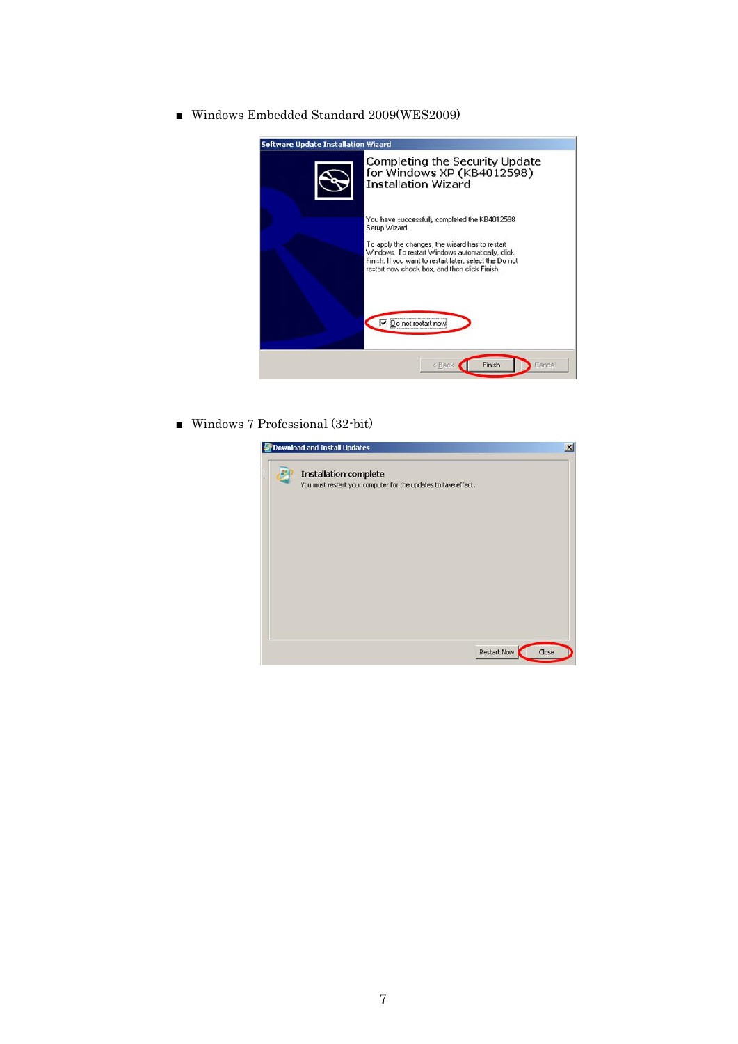- Windows Embedded Standard 2009(WES2009)

Software Update Installation Wizard

Completing the Security Update for Windows XP (KB4012598) Installation Wizard

You have successfully completed the KB4012598 Setup Wizard

To apply the changes, the wizard has to restart Windows. To restart Windows automatically, click Finish. If you want to restart later, select the Do not restart now check box, and then click Finish.

Do not restart now

< Back | Finish | Cancel

- Windows 7 Professional (32-bit)

Download and Install Updates

Installation complete

You must restart your computer for the updates to take effect.

Restart Now | Close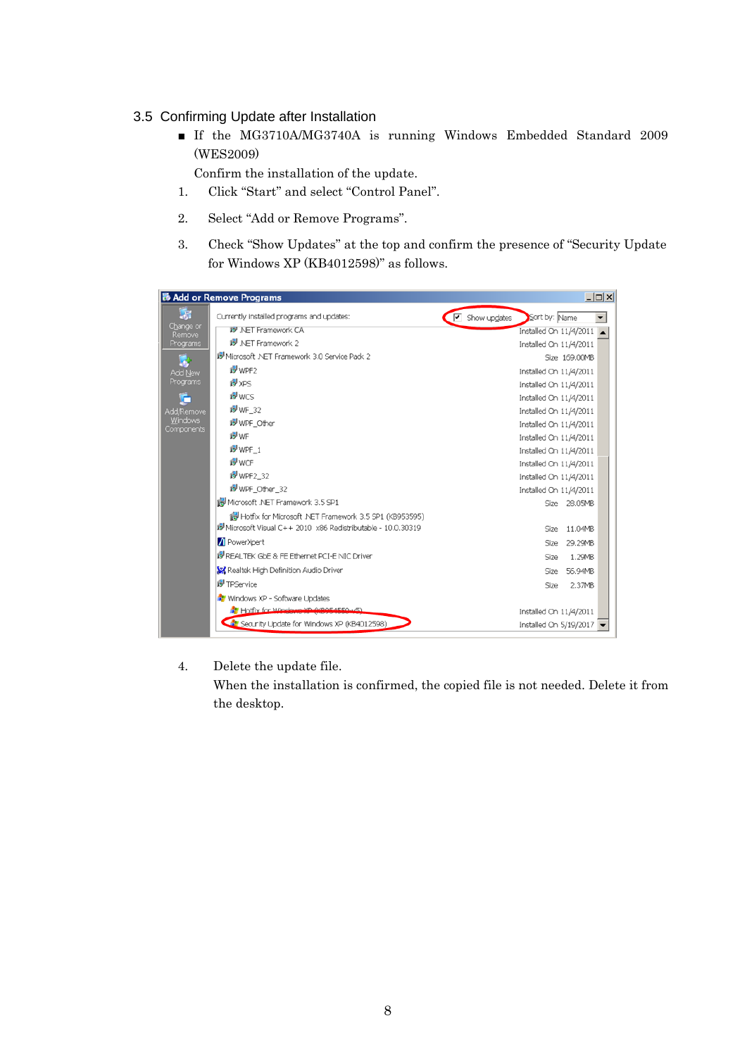## 3.5 Confirming Update after Installation

- If the MG3710A/MG3740A is running Windows Embedded Standard 2009 (WES2009)

  Confirm the installation of the update.

1. Click "Start" and select "Control Panel".
2. Select "Add or Remove Programs".
3. Check "Show Updates" at the top and confirm the presence of "Security Update for Windows XP (KB4012598)" as follows.

4. Delete the update file.

   When the installation is confirmed, the copied file is not needed. Delete it from the desktop.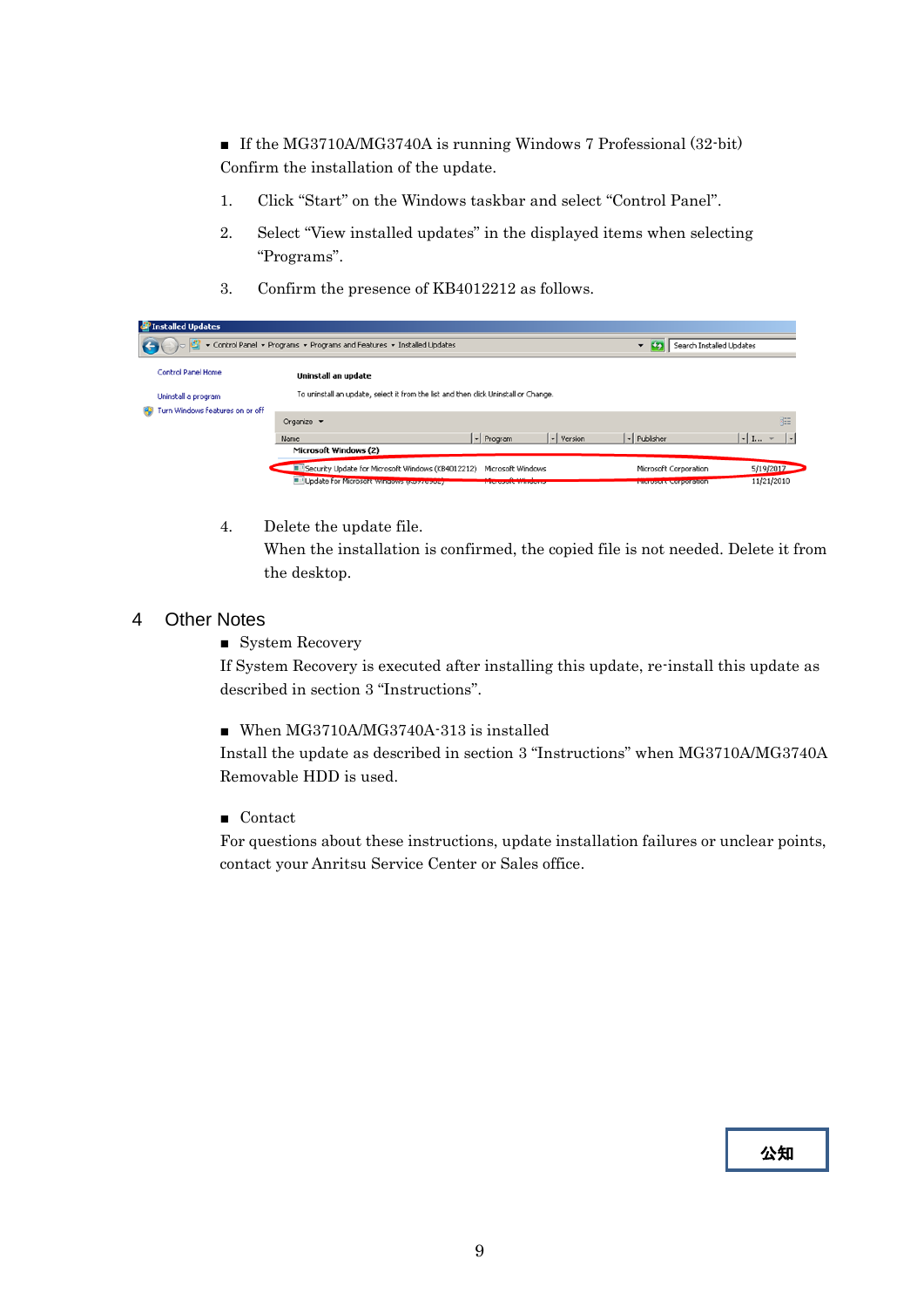■ If the MG3710A/MG3740A is running Windows 7 Professional (32-bit)

Confirm the installation of the update.

1. Click “Start” on the Windows taskbar and select “Control Panel”.
2. Select “View installed updates” in the displayed items when selecting “Programs”.
3. Confirm the presence of KB4012212 as follows.

4. Delete the update file.
   When the installation is confirmed, the copied file is not needed. Delete it from the desktop.

## 4 Other Notes

■ System Recovery

If System Recovery is executed after installing this update, re-install this update as described in section 3 “Instructions”.

■ When MG3710A/MG3740A-313 is installed

Install the update as described in section 3 “Instructions” when MG3710A/MG3740A Removable HDD is used.

■ Contact

For questions about these instructions, update installation failures or unclear points, contact your Anritsu Service Center or Sales office.

公知